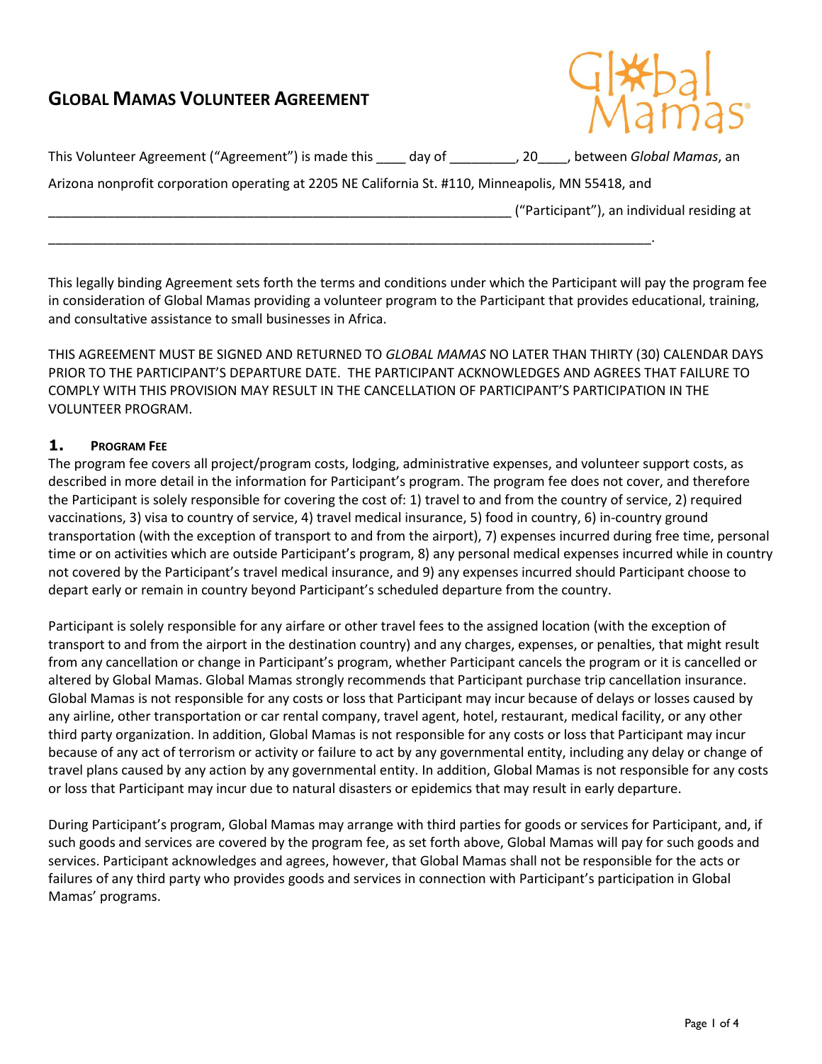# GLOBAL MAMAS VOLUNTEER AGREEMENT

This Volunteer Agreement ("Agreement") is made this ____ day of _________, 20____, between *Global Mamas*, an Arizona nonprofit corporation operating at 2205 NE California St. #110, Minneapolis, MN 55418, and

_______________________________________________________________ ("Participant"), an individual residing at

_________________________________________________________________________________.

This legally binding Agreement sets forth the terms and conditions under which the Participant will pay the program fee in consideration of Global Mamas providing a volunteer program to the Participant that provides educational, training, and consultative assistance to small businesses in Africa.

THIS AGREEMENT MUST BE SIGNED AND RETURNED TO *GLOBAL MAMAS* NO LATER THAN THIRTY (30) CALENDAR DAYS PRIOR TO THE PARTICIPANT'S DEPARTURE DATE. THE PARTICIPANT ACKNOWLEDGES AND AGREES THAT FAILURE TO COMPLY WITH THIS PROVISION MAY RESULT IN THE CANCELLATION OF PARTICIPANT'S PARTICIPATION IN THE VOLUNTEER PROGRAM.

## 1. PROGRAM FEE

The program fee covers all project/program costs, lodging, administrative expenses, and volunteer support costs, as described in more detail in the information for Participant's program. The program fee does not cover, and therefore the Participant is solely responsible for covering the cost of: 1) travel to and from the country of service, 2) required vaccinations, 3) visa to country of service, 4) travel medical insurance, 5) food in country, 6) in-country ground transportation (with the exception of transport to and from the airport), 7) expenses incurred during free time, personal time or on activities which are outside Participant's program, 8) any personal medical expenses incurred while in country not covered by the Participant's travel medical insurance, and 9) any expenses incurred should Participant choose to depart early or remain in country beyond Participant's scheduled departure from the country.

Participant is solely responsible for any airfare or other travel fees to the assigned location (with the exception of transport to and from the airport in the destination country) and any charges, expenses, or penalties, that might result from any cancellation or change in Participant's program, whether Participant cancels the program or it is cancelled or altered by Global Mamas. Global Mamas strongly recommends that Participant purchase trip cancellation insurance. Global Mamas is not responsible for any costs or loss that Participant may incur because of delays or losses caused by any airline, other transportation or car rental company, travel agent, hotel, restaurant, medical facility, or any other third party organization. In addition, Global Mamas is not responsible for any costs or loss that Participant may incur because of any act of terrorism or activity or failure to act by any governmental entity, including any delay or change of travel plans caused by any action by any governmental entity. In addition, Global Mamas is not responsible for any costs or loss that Participant may incur due to natural disasters or epidemics that may result in early departure.

During Participant's program, Global Mamas may arrange with third parties for goods or services for Participant, and, if such goods and services are covered by the program fee, as set forth above, Global Mamas will pay for such goods and services. Participant acknowledges and agrees, however, that Global Mamas shall not be responsible for the acts or failures of any third party who provides goods and services in connection with Participant's participation in Global Mamas' programs.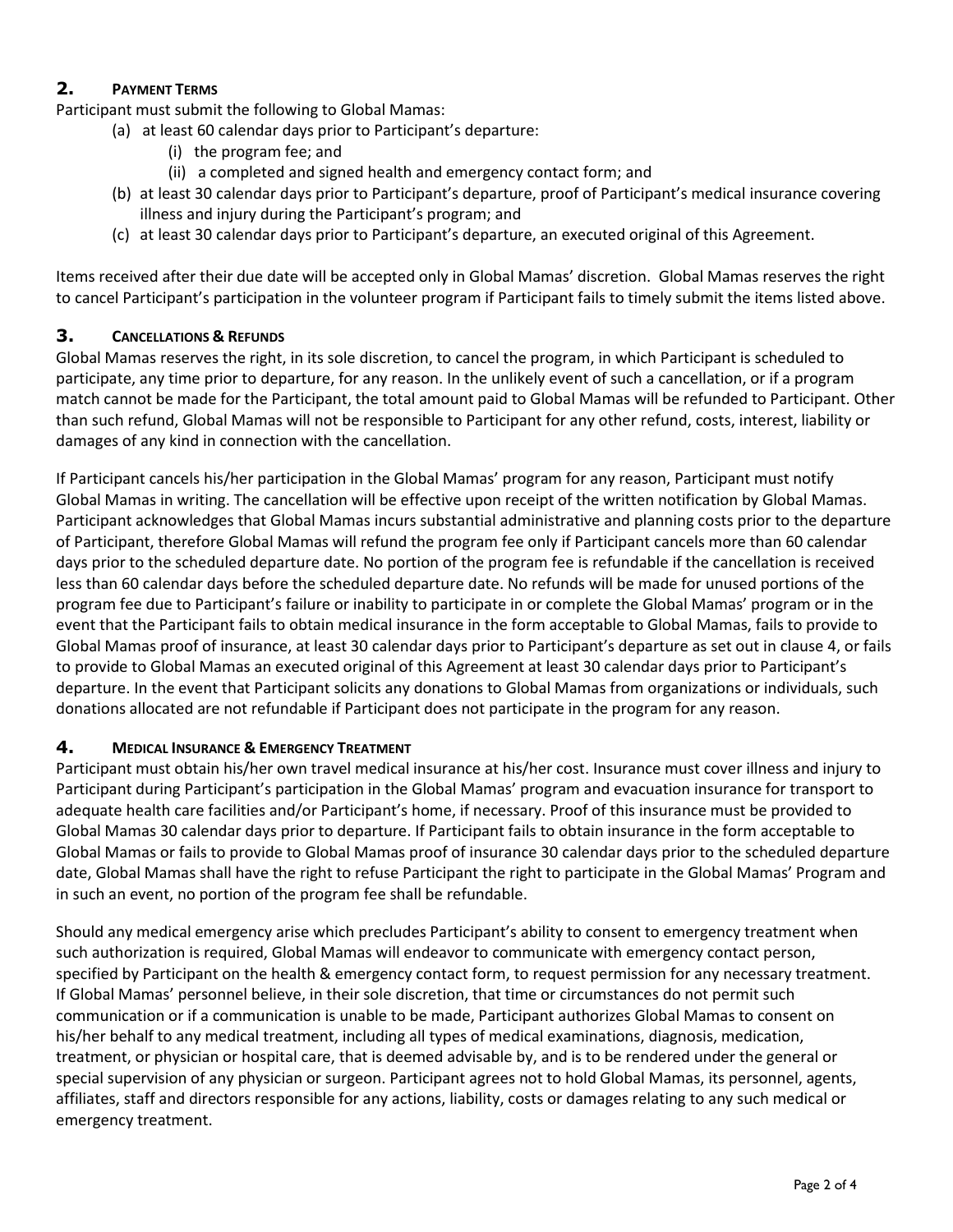## 2. PAYMENT TERMS

Participant must submit the following to Global Mamas:

- (a) at least 60 calendar days prior to Participant's departure:
  - (i) the program fee; and
  - (ii) a completed and signed health and emergency contact form; and
- (b) at least 30 calendar days prior to Participant's departure, proof of Participant's medical insurance covering illness and injury during the Participant's program; and
- (c) at least 30 calendar days prior to Participant's departure, an executed original of this Agreement.

Items received after their due date will be accepted only in Global Mamas' discretion. Global Mamas reserves the right to cancel Participant's participation in the volunteer program if Participant fails to timely submit the items listed above.

## 3. CANCELLATIONS & REFUNDS

Global Mamas reserves the right, in its sole discretion, to cancel the program, in which Participant is scheduled to participate, any time prior to departure, for any reason. In the unlikely event of such a cancellation, or if a program match cannot be made for the Participant, the total amount paid to Global Mamas will be refunded to Participant. Other than such refund, Global Mamas will not be responsible to Participant for any other refund, costs, interest, liability or damages of any kind in connection with the cancellation.

If Participant cancels his/her participation in the Global Mamas' program for any reason, Participant must notify Global Mamas in writing. The cancellation will be effective upon receipt of the written notification by Global Mamas. Participant acknowledges that Global Mamas incurs substantial administrative and planning costs prior to the departure of Participant, therefore Global Mamas will refund the program fee only if Participant cancels more than 60 calendar days prior to the scheduled departure date. No portion of the program fee is refundable if the cancellation is received less than 60 calendar days before the scheduled departure date. No refunds will be made for unused portions of the program fee due to Participant's failure or inability to participate in or complete the Global Mamas' program or in the event that the Participant fails to obtain medical insurance in the form acceptable to Global Mamas, fails to provide to Global Mamas proof of insurance, at least 30 calendar days prior to Participant's departure as set out in clause 4, or fails to provide to Global Mamas an executed original of this Agreement at least 30 calendar days prior to Participant's departure. In the event that Participant solicits any donations to Global Mamas from organizations or individuals, such donations allocated are not refundable if Participant does not participate in the program for any reason.

## 4. MEDICAL INSURANCE & EMERGENCY TREATMENT

Participant must obtain his/her own travel medical insurance at his/her cost. Insurance must cover illness and injury to Participant during Participant's participation in the Global Mamas' program and evacuation insurance for transport to adequate health care facilities and/or Participant's home, if necessary. Proof of this insurance must be provided to Global Mamas 30 calendar days prior to departure. If Participant fails to obtain insurance in the form acceptable to Global Mamas or fails to provide to Global Mamas proof of insurance 30 calendar days prior to the scheduled departure date, Global Mamas shall have the right to refuse Participant the right to participate in the Global Mamas' Program and in such an event, no portion of the program fee shall be refundable.

Should any medical emergency arise which precludes Participant's ability to consent to emergency treatment when such authorization is required, Global Mamas will endeavor to communicate with emergency contact person, specified by Participant on the health & emergency contact form, to request permission for any necessary treatment. If Global Mamas' personnel believe, in their sole discretion, that time or circumstances do not permit such communication or if a communication is unable to be made, Participant authorizes Global Mamas to consent on his/her behalf to any medical treatment, including all types of medical examinations, diagnosis, medication, treatment, or physician or hospital care, that is deemed advisable by, and is to be rendered under the general or special supervision of any physician or surgeon. Participant agrees not to hold Global Mamas, its personnel, agents, affiliates, staff and directors responsible for any actions, liability, costs or damages relating to any such medical or emergency treatment.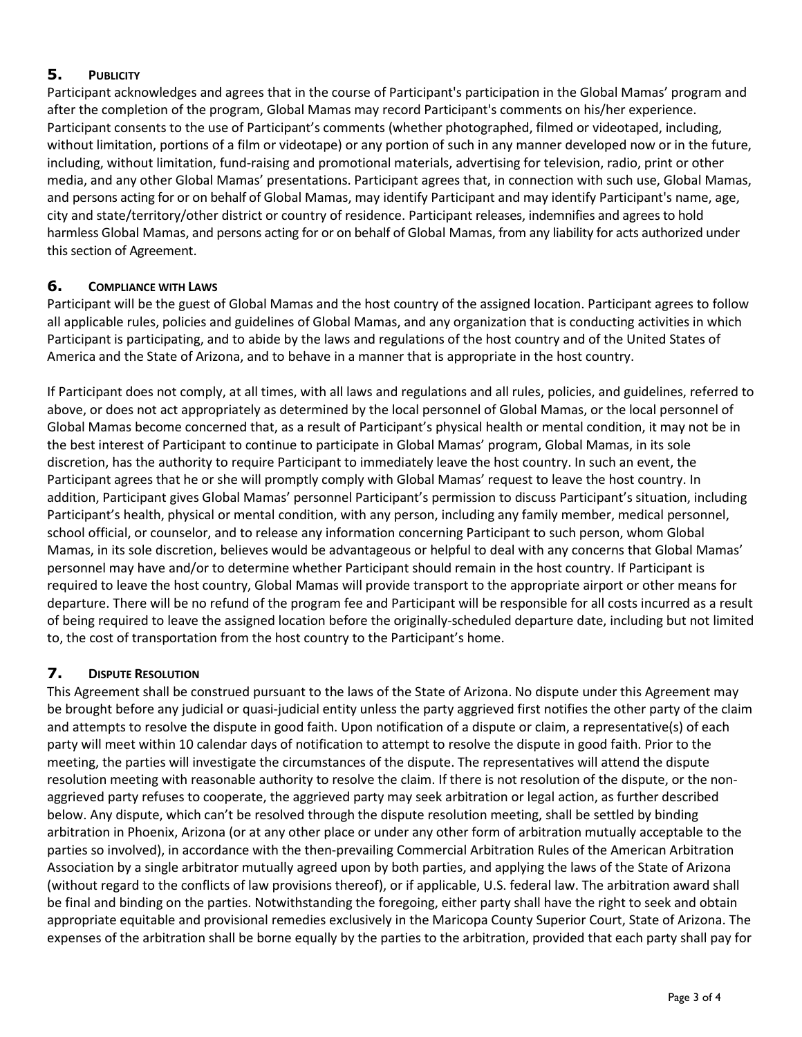## 5. PUBLICITY

Participant acknowledges and agrees that in the course of Participant's participation in the Global Mamas' program and after the completion of the program, Global Mamas may record Participant's comments on his/her experience. Participant consents to the use of Participant's comments (whether photographed, filmed or videotaped, including, without limitation, portions of a film or videotape) or any portion of such in any manner developed now or in the future, including, without limitation, fund-raising and promotional materials, advertising for television, radio, print or other media, and any other Global Mamas' presentations. Participant agrees that, in connection with such use, Global Mamas, and persons acting for or on behalf of Global Mamas, may identify Participant and may identify Participant's name, age, city and state/territory/other district or country of residence. Participant releases, indemnifies and agrees to hold harmless Global Mamas, and persons acting for or on behalf of Global Mamas, from any liability for acts authorized under this section of Agreement.

## 6. COMPLIANCE WITH LAWS

Participant will be the guest of Global Mamas and the host country of the assigned location. Participant agrees to follow all applicable rules, policies and guidelines of Global Mamas, and any organization that is conducting activities in which Participant is participating, and to abide by the laws and regulations of the host country and of the United States of America and the State of Arizona, and to behave in a manner that is appropriate in the host country.

If Participant does not comply, at all times, with all laws and regulations and all rules, policies, and guidelines, referred to above, or does not act appropriately as determined by the local personnel of Global Mamas, or the local personnel of Global Mamas become concerned that, as a result of Participant's physical health or mental condition, it may not be in the best interest of Participant to continue to participate in Global Mamas' program, Global Mamas, in its sole discretion, has the authority to require Participant to immediately leave the host country. In such an event, the Participant agrees that he or she will promptly comply with Global Mamas' request to leave the host country. In addition, Participant gives Global Mamas' personnel Participant's permission to discuss Participant's situation, including Participant's health, physical or mental condition, with any person, including any family member, medical personnel, school official, or counselor, and to release any information concerning Participant to such person, whom Global Mamas, in its sole discretion, believes would be advantageous or helpful to deal with any concerns that Global Mamas' personnel may have and/or to determine whether Participant should remain in the host country. If Participant is required to leave the host country, Global Mamas will provide transport to the appropriate airport or other means for departure. There will be no refund of the program fee and Participant will be responsible for all costs incurred as a result of being required to leave the assigned location before the originally-scheduled departure date, including but not limited to, the cost of transportation from the host country to the Participant's home.

## 7. DISPUTE RESOLUTION

This Agreement shall be construed pursuant to the laws of the State of Arizona. No dispute under this Agreement may be brought before any judicial or quasi-judicial entity unless the party aggrieved first notifies the other party of the claim and attempts to resolve the dispute in good faith. Upon notification of a dispute or claim, a representative(s) of each party will meet within 10 calendar days of notification to attempt to resolve the dispute in good faith. Prior to the meeting, the parties will investigate the circumstances of the dispute. The representatives will attend the dispute resolution meeting with reasonable authority to resolve the claim. If there is not resolution of the dispute, or the non-aggrieved party refuses to cooperate, the aggrieved party may seek arbitration or legal action, as further described below. Any dispute, which can't be resolved through the dispute resolution meeting, shall be settled by binding arbitration in Phoenix, Arizona (or at any other place or under any other form of arbitration mutually acceptable to the parties so involved), in accordance with the then-prevailing Commercial Arbitration Rules of the American Arbitration Association by a single arbitrator mutually agreed upon by both parties, and applying the laws of the State of Arizona (without regard to the conflicts of law provisions thereof), or if applicable, U.S. federal law. The arbitration award shall be final and binding on the parties. Notwithstanding the foregoing, either party shall have the right to seek and obtain appropriate equitable and provisional remedies exclusively in the Maricopa County Superior Court, State of Arizona. The expenses of the arbitration shall be borne equally by the parties to the arbitration, provided that each party shall pay for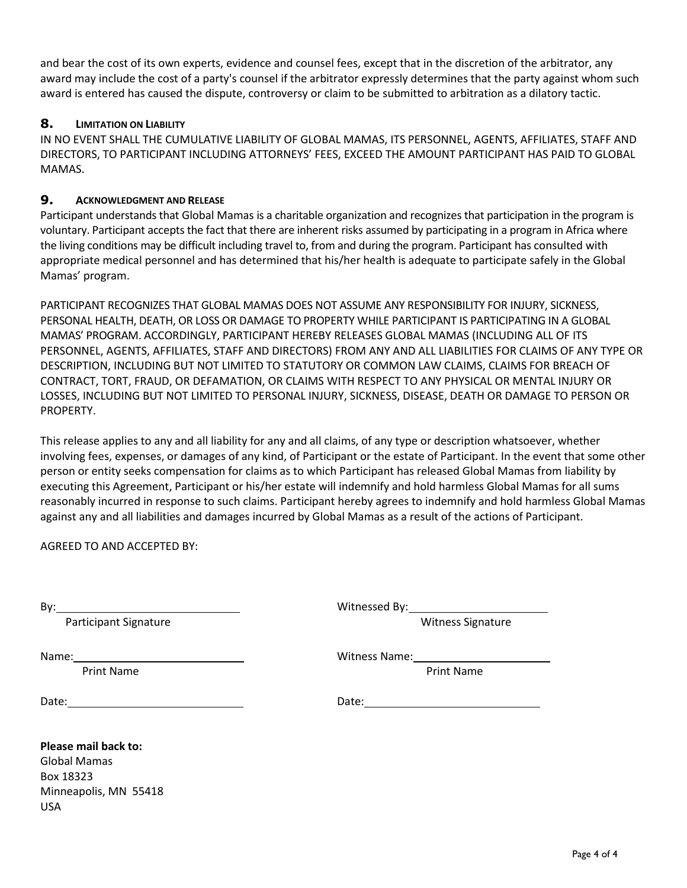and bear the cost of its own experts, evidence and counsel fees, except that in the discretion of the arbitrator, any award may include the cost of a party's counsel if the arbitrator expressly determines that the party against whom such award is entered has caused the dispute, controversy or claim to be submitted to arbitration as a dilatory tactic.

## 8. Limitation on Liability

IN NO EVENT SHALL THE CUMULATIVE LIABILITY OF GLOBAL MAMAS, ITS PERSONNEL, AGENTS, AFFILIATES, STAFF AND DIRECTORS, TO PARTICIPANT INCLUDING ATTORNEYS' FEES, EXCEED THE AMOUNT PARTICIPANT HAS PAID TO GLOBAL MAMAS.

## 9. Acknowledgment and Release

Participant understands that Global Mamas is a charitable organization and recognizes that participation in the program is voluntary. Participant accepts the fact that there are inherent risks assumed by participating in a program in Africa where the living conditions may be difficult including travel to, from and during the program. Participant has consulted with appropriate medical personnel and has determined that his/her health is adequate to participate safely in the Global Mamas' program.

PARTICIPANT RECOGNIZES THAT GLOBAL MAMAS DOES NOT ASSUME ANY RESPONSIBILITY FOR INJURY, SICKNESS, PERSONAL HEALTH, DEATH, OR LOSS OR DAMAGE TO PROPERTY WHILE PARTICIPANT IS PARTICIPATING IN A GLOBAL MAMAS' PROGRAM. ACCORDINGLY, PARTICIPANT HEREBY RELEASES GLOBAL MAMAS (INCLUDING ALL OF ITS PERSONNEL, AGENTS, AFFILIATES, STAFF AND DIRECTORS) FROM ANY AND ALL LIABILITIES FOR CLAIMS OF ANY TYPE OR DESCRIPTION, INCLUDING BUT NOT LIMITED TO STATUTORY OR COMMON LAW CLAIMS, CLAIMS FOR BREACH OF CONTRACT, TORT, FRAUD, OR DEFAMATION, OR CLAIMS WITH RESPECT TO ANY PHYSICAL OR MENTAL INJURY OR LOSSES, INCLUDING BUT NOT LIMITED TO PERSONAL INJURY, SICKNESS, DISEASE, DEATH OR DAMAGE TO PERSON OR PROPERTY.

This release applies to any and all liability for any and all claims, of any type or description whatsoever, whether involving fees, expenses, or damages of any kind, of Participant or the estate of Participant. In the event that some other person or entity seeks compensation for claims as to which Participant has released Global Mamas from liability by executing this Agreement, Participant or his/her estate will indemnify and hold harmless Global Mamas for all sums reasonably incurred in response to such claims. Participant hereby agrees to indemnify and hold harmless Global Mamas against any and all liabilities and damages incurred by Global Mamas as a result of the actions of Participant.

AGREED TO AND ACCEPTED BY:

By: ______________________________
Participant Signature

Name: ______________________________
Print Name

Date: ______________________________

Witnessed By: ______________________________
Witness Signature

Witness Name: ______________________________
Print Name

Date: ______________________________

**Please mail back to:**
Global Mamas
Box 18323
Minneapolis, MN 55418
USA